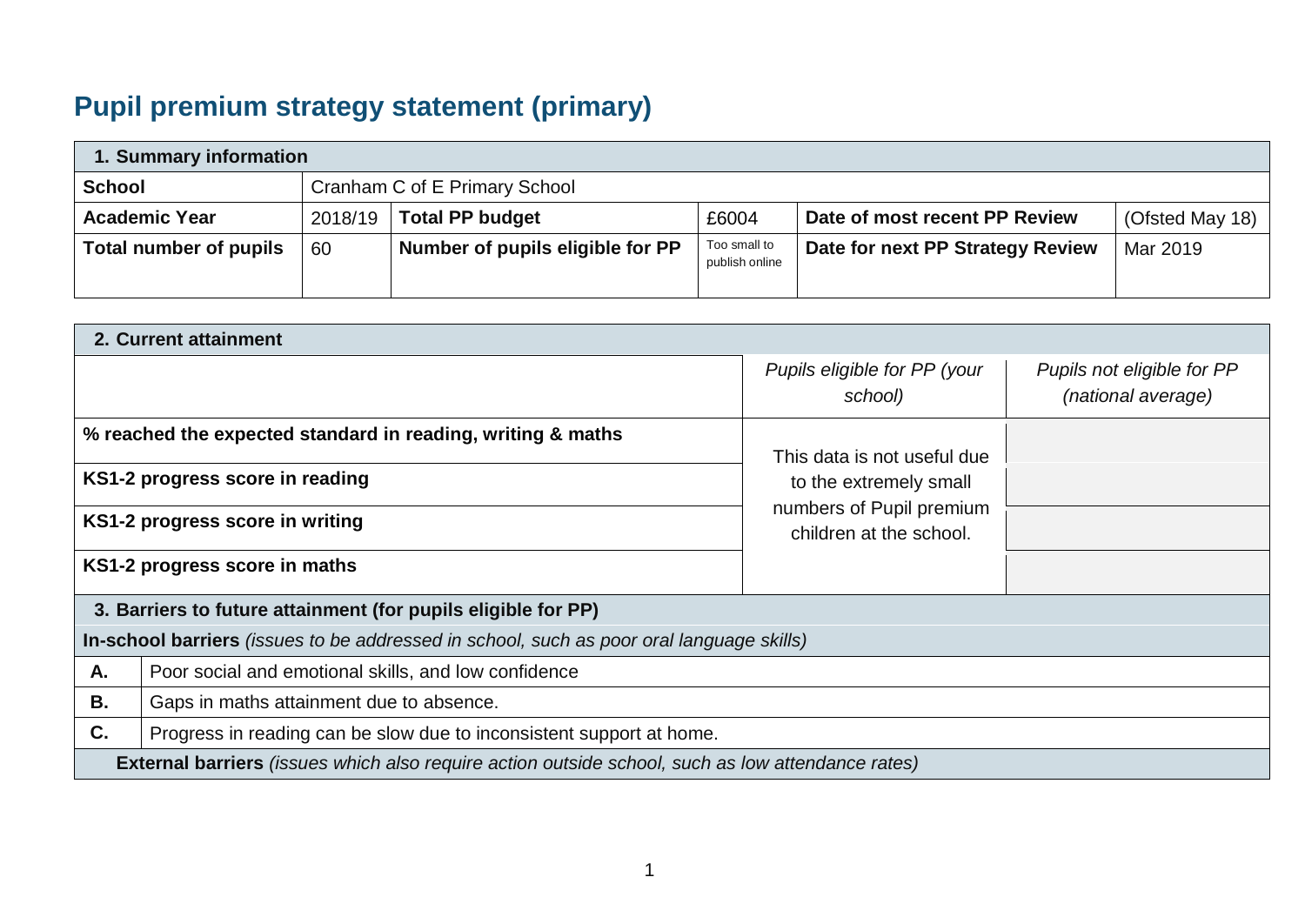# Pupil premium strategy statement (primary)

| 1. Summary information | | | | | |
|---|---|---|---|---|---|
| **School** | Cranham C of E Primary School | | | | |
| **Academic Year** | 2018/19 | **Total PP budget** | £6004 | **Date of most recent PP Review** | (Ofsted May 18) |
| **Total number of pupils** | 60 | **Number of pupils eligible for PP** | Too small to publish online | **Date for next PP Strategy Review** | Mar 2019 |

| 2. Current attainment | | |
|---|---|---|
| | *Pupils eligible for PP (your school)* | *Pupils not eligible for PP (national average)* |
| **% reached the expected standard in reading, writing & maths** | This data is not useful due to the extremely small numbers of Pupil premium children at the school. | |
| **KS1-2 progress score in reading** | | |
| **KS1-2 progress score in writing** | | |
| **KS1-2 progress score in maths** | | |

| 3. Barriers to future attainment (for pupils eligible for PP) | |
|---|---|
| **In-school barriers** *(issues to be addressed in school, such as poor oral language skills)* | |
| **A.** | Poor social and emotional skills, and low confidence |
| **B.** | Gaps in maths attainment due to absence. |
| **C.** | Progress in reading can be slow due to inconsistent support at home. |
| **External barriers** *(issues which also require action outside school, such as low attendance rates)* | |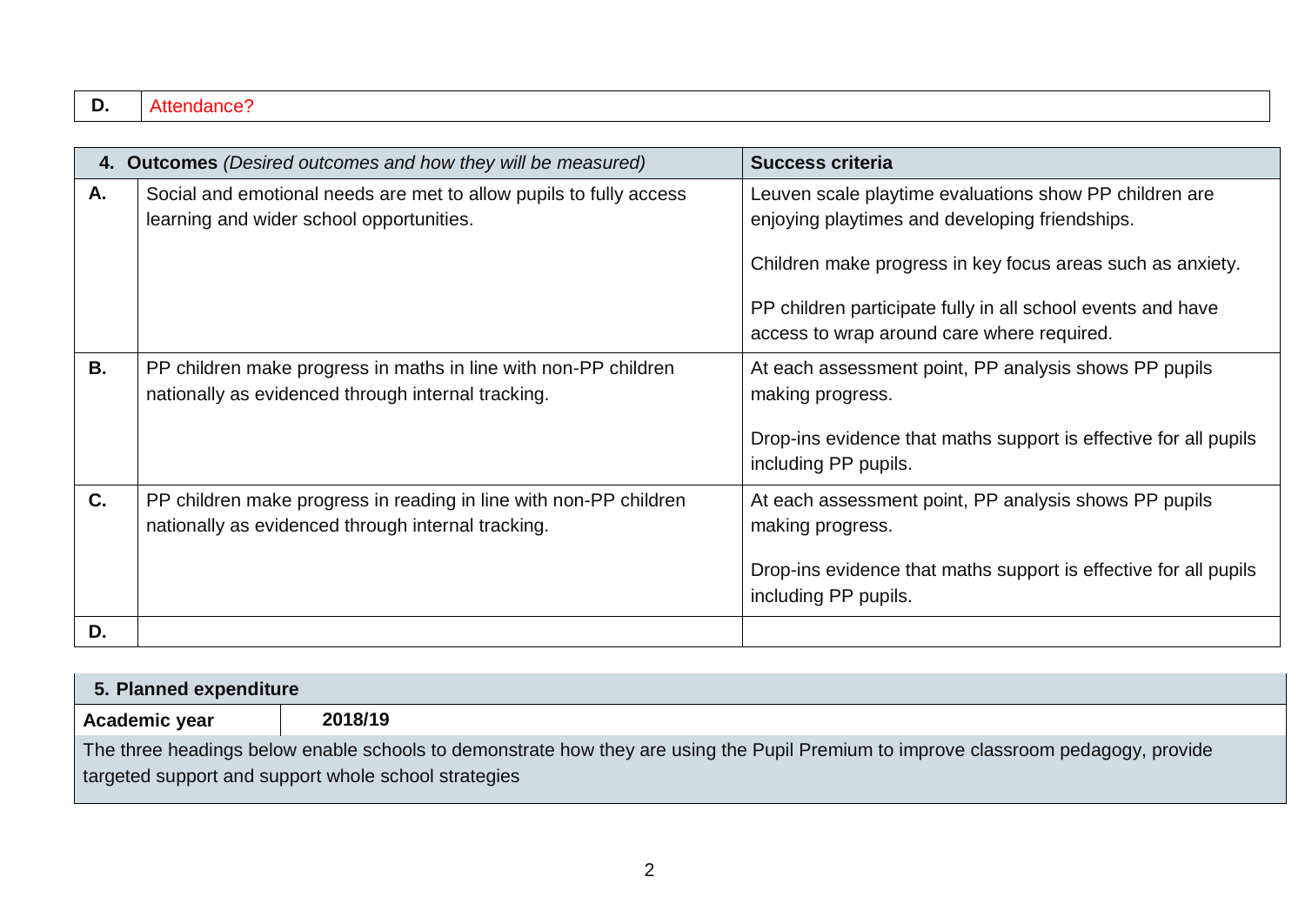| D. | Attendance? |
|---|---|

| 4. **Outcomes** *(Desired outcomes and how they will be measured)* | | **Success criteria** |
|---|---|---|
| **A.** | Social and emotional needs are met to allow pupils to fully access learning and wider school opportunities. | Leuven scale playtime evaluations show PP children are enjoying playtimes and developing friendships.<br><br>Children make progress in key focus areas such as anxiety.<br><br>PP children participate fully in all school events and have access to wrap around care where required. |
| **B.** | PP children make progress in maths in line with non-PP children nationally as evidenced through internal tracking. | At each assessment point, PP analysis shows PP pupils making progress.<br><br>Drop-ins evidence that maths support is effective for all pupils including PP pupils. |
| **C.** | PP children make progress in reading in line with non-PP children nationally as evidenced through internal tracking. | At each assessment point, PP analysis shows PP pupils making progress.<br><br>Drop-ins evidence that maths support is effective for all pupils including PP pupils. |
| **D.** | | |

| **5. Planned expenditure** | |
|---|---|
| **Academic year** | **2018/19** |
| The three headings below enable schools to demonstrate how they are using the Pupil Premium to improve classroom pedagogy, provide targeted support and support whole school strategies | |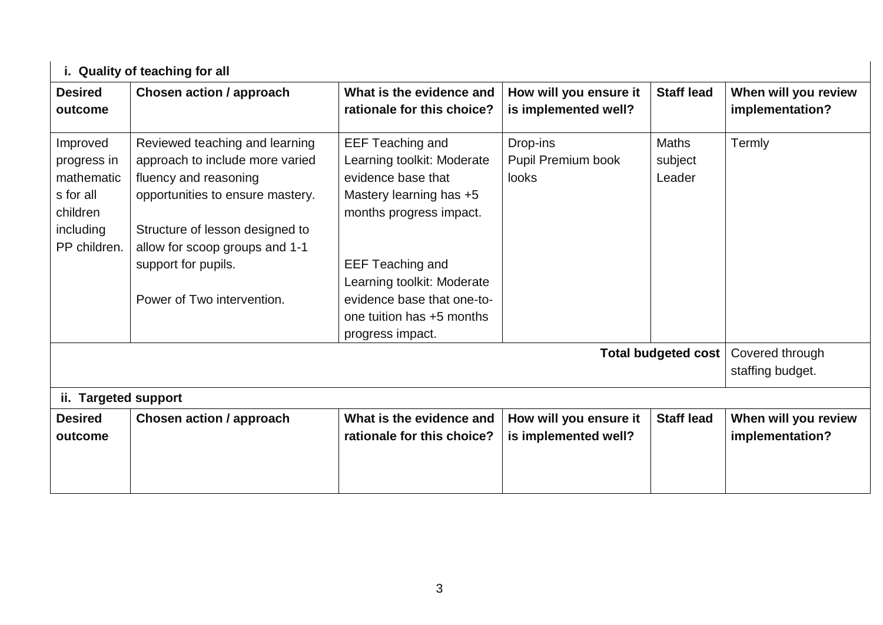| i. Quality of teaching for all | | | | | |
|---|---|---|---|---|---|
| **Desired outcome** | **Chosen action / approach** | **What is the evidence and rationale for this choice?** | **How will you ensure it is implemented well?** | **Staff lead** | **When will you review implementation?** |
| Improved progress in mathematics for all children including PP children. | Reviewed teaching and learning approach to include more varied fluency and reasoning opportunities to ensure mastery.<br><br>Structure of lesson designed to allow for scoop groups and 1-1 support for pupils.<br><br>Power of Two intervention. | EEF Teaching and Learning toolkit: Moderate evidence base that Mastery learning has +5 months progress impact.<br><br>EEF Teaching and Learning toolkit: Moderate evidence base that one-to-one tuition has +5 months progress impact. | Drop-ins<br>Pupil Premium book looks | Maths subject Leader | Termly |
| | | | | **Total budgeted cost** | Covered through staffing budget. |

| ii. Targeted support | | | | | |
|---|---|---|---|---|---|
| **Desired outcome** | **Chosen action / approach** | **What is the evidence and rationale for this choice?** | **How will you ensure it is implemented well?** | **Staff lead** | **When will you review implementation?** |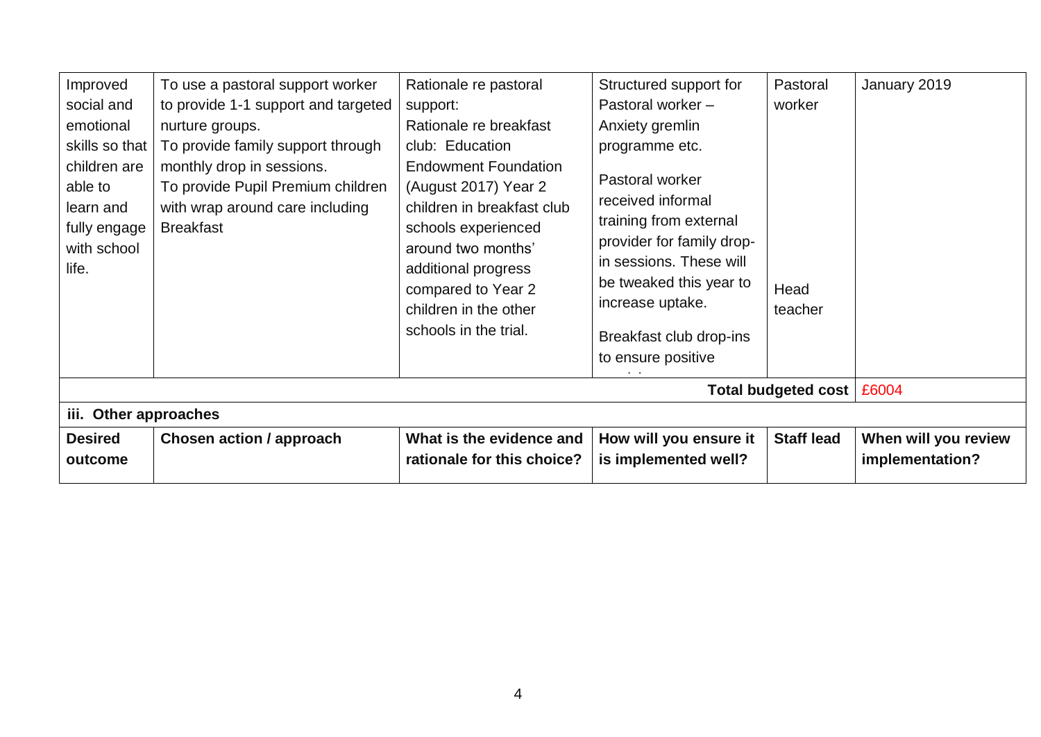| Improved social and emotional skills so that children are able to learn and fully engage with school life. | To use a pastoral support worker to provide 1-1 support and targeted nurture groups. To provide family support through monthly drop in sessions. To provide Pupil Premium children with wrap around care including Breakfast | Rationale re pastoral support: Rationale re breakfast club: Education Endowment Foundation (August 2017) Year 2 children in breakfast club schools experienced around two months' additional progress compared to Year 2 children in the other schools in the trial. | Structured support for Pastoral worker – Anxiety gremlin programme etc. Pastoral worker received informal training from external provider for family drop-in sessions. These will be tweaked this year to increase uptake. Breakfast club drop-ins to ensure positive | Pastoral worker Head teacher | January 2019 |
|---|---|---|---|---|---|
| | | | | **Total budgeted cost** | £6004 |
| **iii. Other approaches** | | | | | |
| **Desired outcome** | **Chosen action / approach** | **What is the evidence and rationale for this choice?** | **How will you ensure it is implemented well?** | **Staff lead** | **When will you review implementation?** |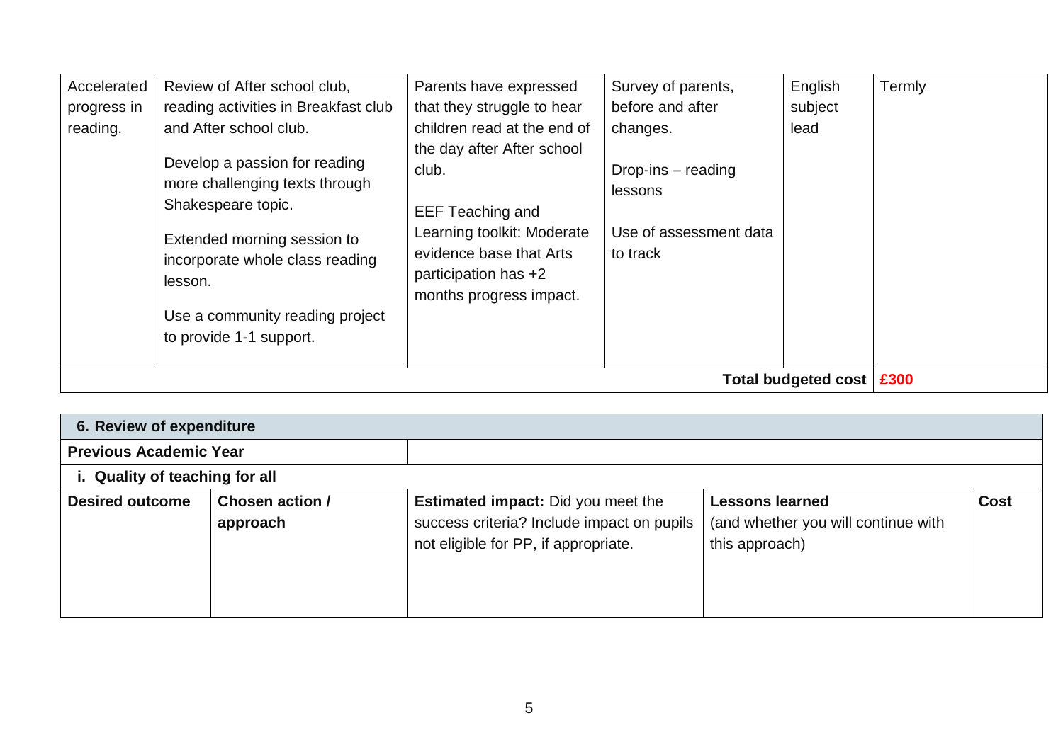| Accelerated progress in reading. | Review of After school club, reading activities in Breakfast club and After school club.<br><br>Develop a passion for reading more challenging texts through Shakespeare topic.<br><br>Extended morning session to incorporate whole class reading lesson.<br><br>Use a community reading project to provide 1-1 support. | Parents have expressed that they struggle to hear children read at the end of the day after After school club.<br><br>EEF Teaching and Learning toolkit: Moderate evidence base that Arts participation has +2 months progress impact. | Survey of parents, before and after changes.<br><br>Drop-ins – reading lessons<br><br>Use of assessment data to track | English subject lead | Termly |
|---|---|---|---|---|---|
| | | | | **Total budgeted cost** | **£300** |

| **6. Review of expenditure** | | | | |
|---|---|---|---|---|
| **Previous Academic Year** | | | | |
| **i. Quality of teaching for all** | | | | |
| **Desired outcome** | **Chosen action / approach** | **Estimated impact:** Did you meet the success criteria? Include impact on pupils not eligible for PP, if appropriate. | **Lessons learned** (and whether you will continue with this approach) | **Cost** |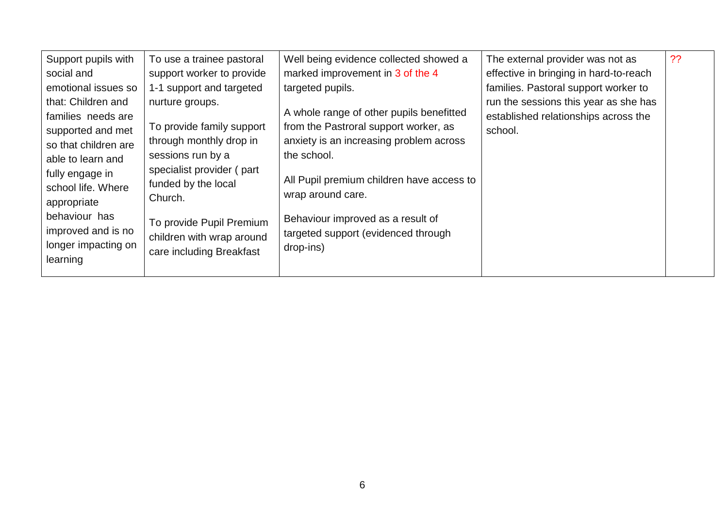| | | | | |
|---|---|---|---|---|
| Support pupils with social and emotional issues so that: Children and families needs are supported and met so that children are able to learn and fully engage in school life. Where appropriate behaviour has improved and is no longer impacting on learning | To use a trainee pastoral support worker to provide 1-1 support and targeted nurture groups.<br><br>To provide family support through monthly drop in sessions run by a specialist provider ( part funded by the local Church.<br><br>To provide Pupil Premium children with wrap around care including Breakfast | Well being evidence collected showed a marked improvement in 3 of the 4 targeted pupils.<br><br>A whole range of other pupils benefitted from the Pastroral support worker, as anxiety is an increasing problem across the school.<br><br>All Pupil premium children have access to wrap around care.<br><br>Behaviour improved as a result of targeted support (evidenced through drop-ins) | The external provider was not as effective in bringing in hard-to-reach families. Pastoral support worker to run the sessions this year as she has established relationships across the school. | ?? |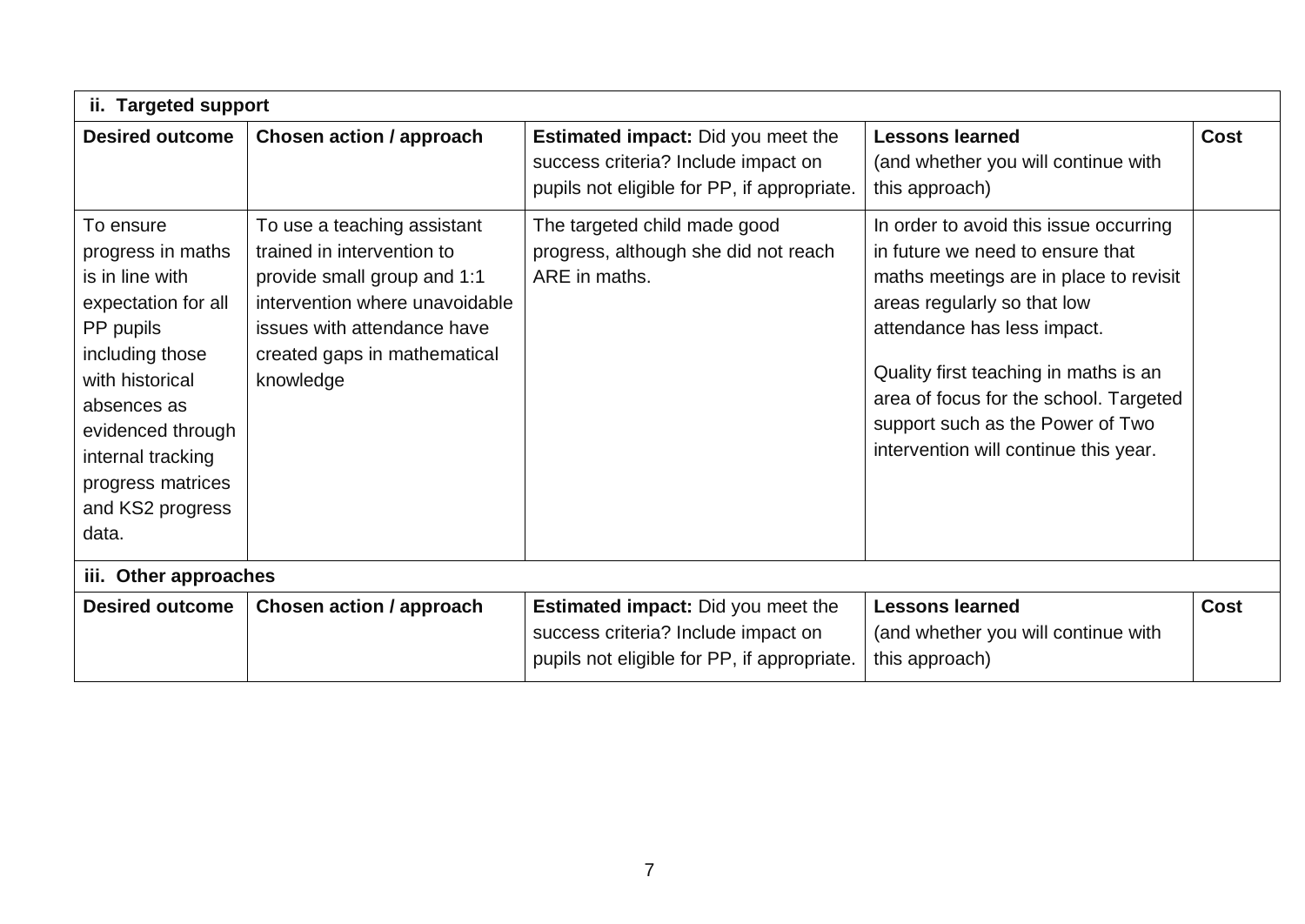| **ii. Targeted support** | | | | |
|---|---|---|---|---|
| **Desired outcome** | **Chosen action / approach** | **Estimated impact:** Did you meet the success criteria? Include impact on pupils not eligible for PP, if appropriate. | **Lessons learned** (and whether you will continue with this approach) | **Cost** |
| To ensure progress in maths is in line with expectation for all PP pupils including those with historical absences as evidenced through internal tracking progress matrices and KS2 progress data. | To use a teaching assistant trained in intervention to provide small group and 1:1 intervention where unavoidable issues with attendance have created gaps in mathematical knowledge | The targeted child made good progress, although she did not reach ARE in maths. | In order to avoid this issue occurring in future we need to ensure that maths meetings are in place to revisit areas regularly so that low attendance has less impact.<br><br>Quality first teaching in maths is an area of focus for the school. Targeted support such as the Power of Two intervention will continue this year. | |
| **iii. Other approaches** | | | | |
| **Desired outcome** | **Chosen action / approach** | **Estimated impact:** Did you meet the success criteria? Include impact on pupils not eligible for PP, if appropriate. | **Lessons learned** (and whether you will continue with this approach) | **Cost** |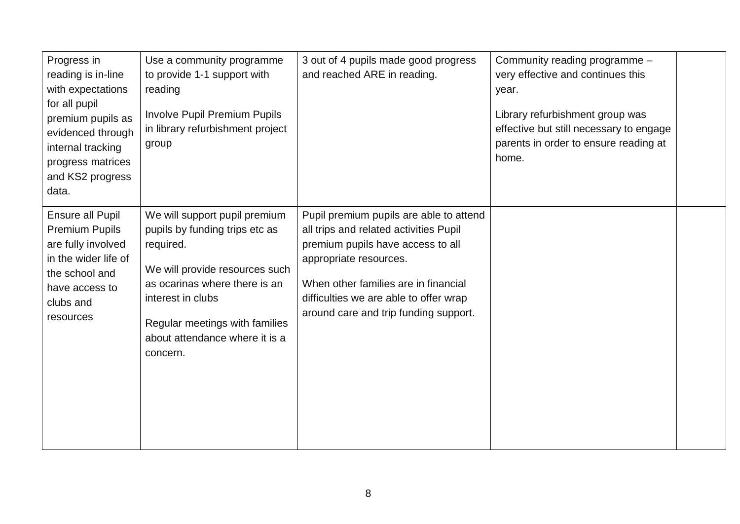| | | | | |
|---|---|---|---|---|
| Progress in reading is in-line with expectations for all pupil premium pupils as evidenced through internal tracking progress matrices and KS2 progress data. | Use a community programme to provide 1-1 support with reading<br><br>Involve Pupil Premium Pupils in library refurbishment project group | 3 out of 4 pupils made good progress and reached ARE in reading. | Community reading programme – very effective and continues this year.<br><br>Library refurbishment group was effective but still necessary to engage parents in order to ensure reading at home. | |
| Ensure all Pupil Premium Pupils are fully involved in the wider life of the school and have access to clubs and resources | We will support pupil premium pupils by funding trips etc as required.<br><br>We will provide resources such as ocarinas where there is an interest in clubs<br><br>Regular meetings with families about attendance where it is a concern. | Pupil premium pupils are able to attend all trips and related activities Pupil premium pupils have access to all appropriate resources.<br><br>When other families are in financial difficulties we are able to offer wrap around care and trip funding support. | | |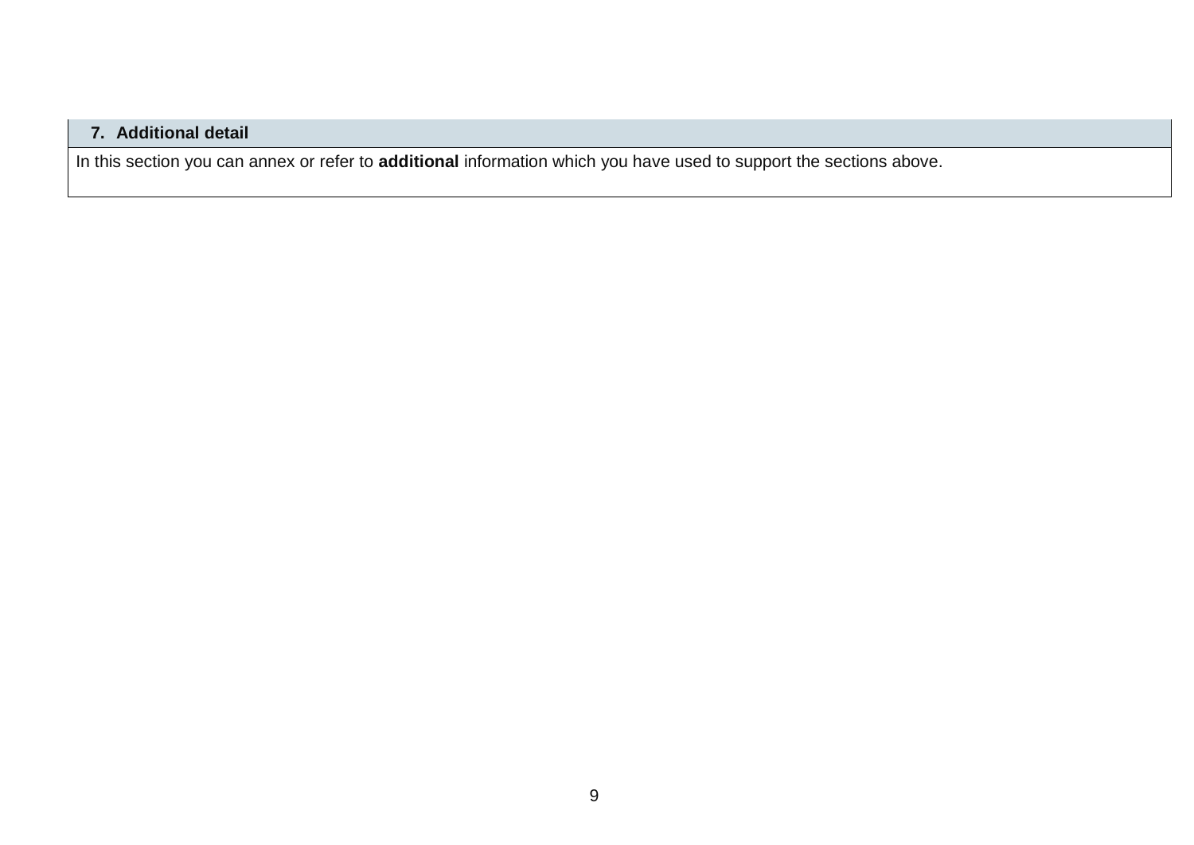| 7. Additional detail |
| --- |
| In this section you can annex or refer to **additional** information which you have used to support the sections above. |